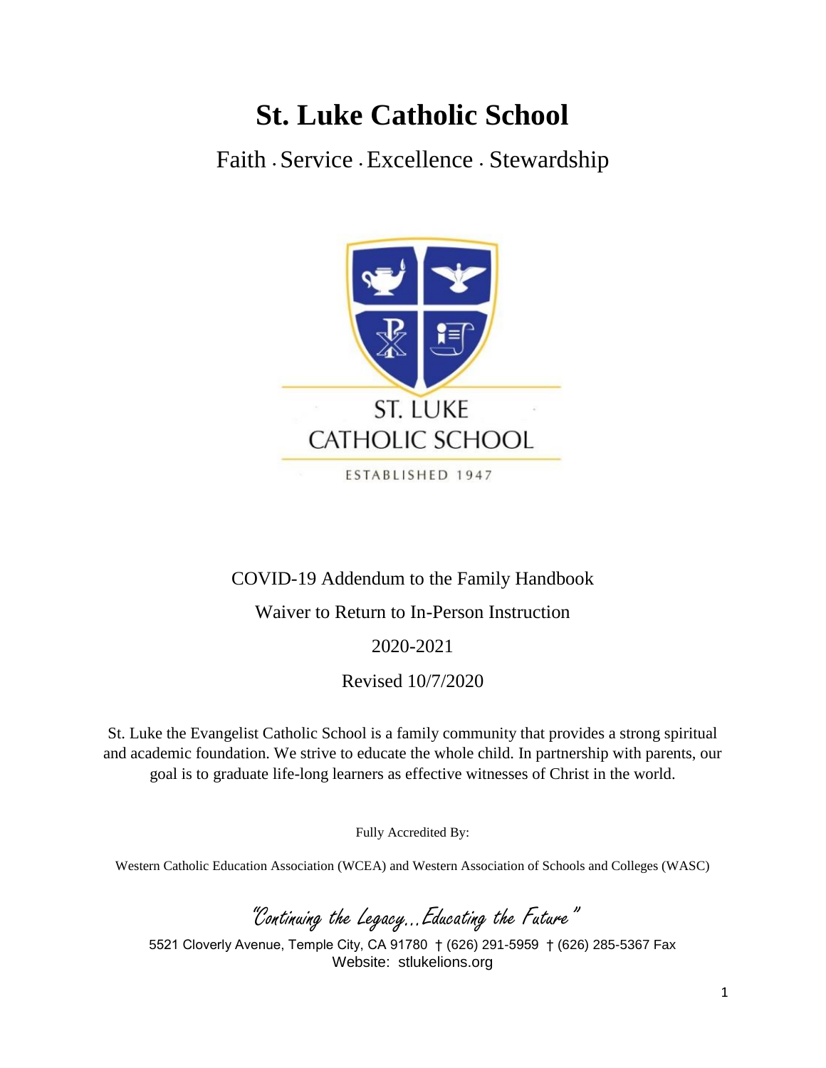# St. Luke Catholic School

Faith . Service . Excellence . Stewardship

ST. LUKE CATHOLIC SCHOOL

ESTABLISHED 1947

COVID-19 Addendum to the Family Handbook

Waiver to Return to In-Person Instruction

2020-2021

Revised 10/7/2020

St. Luke the Evangelist Catholic School is a family community that provides a strong spiritual and academic foundation. We strive to educate the whole child. In partnership with parents, our goal is to graduate life-long learners as effective witnesses of Christ in the world.

Fully Accredited By:

Western Catholic Education Association (WCEA) and Western Association of Schools and Colleges (WASC)

*"Continuing the Legacy…Educating the Future"*

5521 Cloverly Avenue, Temple City, CA 91780 † (626) 291-5959 † (626) 285-5367 Fax
Website: stlukelions.org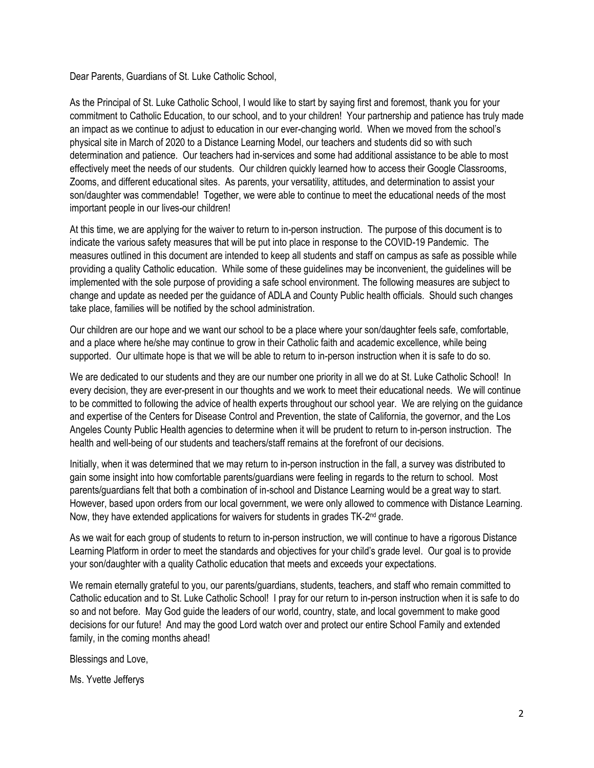Dear Parents, Guardians of St. Luke Catholic School,

As the Principal of St. Luke Catholic School, I would like to start by saying first and foremost, thank you for your commitment to Catholic Education, to our school, and to your children! Your partnership and patience has truly made an impact as we continue to adjust to education in our ever-changing world. When we moved from the school's physical site in March of 2020 to a Distance Learning Model, our teachers and students did so with such determination and patience. Our teachers had in-services and some had additional assistance to be able to most effectively meet the needs of our students. Our children quickly learned how to access their Google Classrooms, Zooms, and different educational sites. As parents, your versatility, attitudes, and determination to assist your son/daughter was commendable! Together, we were able to continue to meet the educational needs of the most important people in our lives-our children!

At this time, we are applying for the waiver to return to in-person instruction. The purpose of this document is to indicate the various safety measures that will be put into place in response to the COVID-19 Pandemic. The measures outlined in this document are intended to keep all students and staff on campus as safe as possible while providing a quality Catholic education. While some of these guidelines may be inconvenient, the guidelines will be implemented with the sole purpose of providing a safe school environment. The following measures are subject to change and update as needed per the guidance of ADLA and County Public health officials. Should such changes take place, families will be notified by the school administration.

Our children are our hope and we want our school to be a place where your son/daughter feels safe, comfortable, and a place where he/she may continue to grow in their Catholic faith and academic excellence, while being supported. Our ultimate hope is that we will be able to return to in-person instruction when it is safe to do so.

We are dedicated to our students and they are our number one priority in all we do at St. Luke Catholic School! In every decision, they are ever-present in our thoughts and we work to meet their educational needs. We will continue to be committed to following the advice of health experts throughout our school year. We are relying on the guidance and expertise of the Centers for Disease Control and Prevention, the state of California, the governor, and the Los Angeles County Public Health agencies to determine when it will be prudent to return to in-person instruction. The health and well-being of our students and teachers/staff remains at the forefront of our decisions.

Initially, when it was determined that we may return to in-person instruction in the fall, a survey was distributed to gain some insight into how comfortable parents/guardians were feeling in regards to the return to school. Most parents/guardians felt that both a combination of in-school and Distance Learning would be a great way to start. However, based upon orders from our local government, we were only allowed to commence with Distance Learning. Now, they have extended applications for waivers for students in grades TK-2nd grade.

As we wait for each group of students to return to in-person instruction, we will continue to have a rigorous Distance Learning Platform in order to meet the standards and objectives for your child's grade level. Our goal is to provide your son/daughter with a quality Catholic education that meets and exceeds your expectations.

We remain eternally grateful to you, our parents/guardians, students, teachers, and staff who remain committed to Catholic education and to St. Luke Catholic School! I pray for our return to in-person instruction when it is safe to do so and not before. May God guide the leaders of our world, country, state, and local government to make good decisions for our future! And may the good Lord watch over and protect our entire School Family and extended family, in the coming months ahead!

Blessings and Love,

Ms. Yvette Jefferys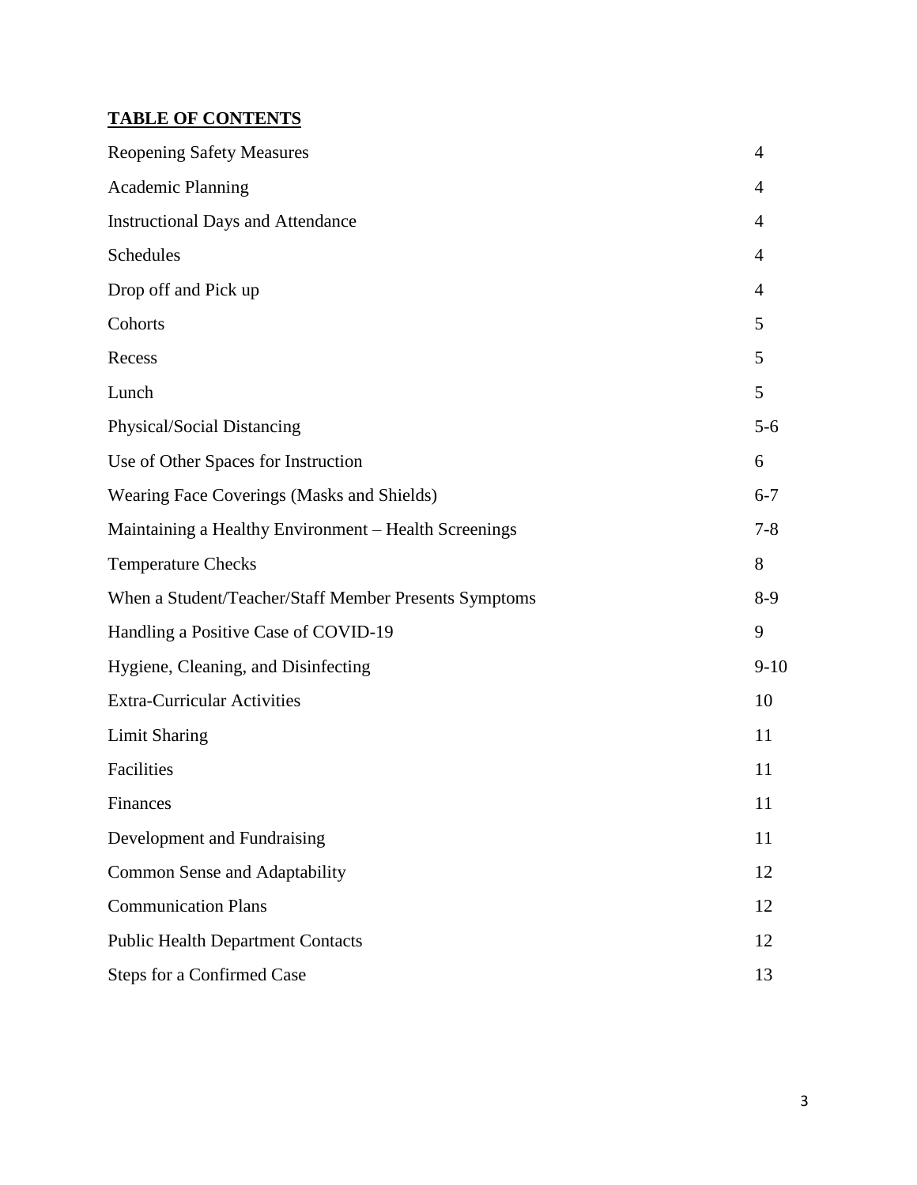**TABLE OF CONTENTS**

| | |
|---|---|
| Reopening Safety Measures | 4 |
| Academic Planning | 4 |
| Instructional Days and Attendance | 4 |
| Schedules | 4 |
| Drop off and Pick up | 4 |
| Cohorts | 5 |
| Recess | 5 |
| Lunch | 5 |
| Physical/Social Distancing | 5-6 |
| Use of Other Spaces for Instruction | 6 |
| Wearing Face Coverings (Masks and Shields) | 6-7 |
| Maintaining a Healthy Environment – Health Screenings | 7-8 |
| Temperature Checks | 8 |
| When a Student/Teacher/Staff Member Presents Symptoms | 8-9 |
| Handling a Positive Case of COVID-19 | 9 |
| Hygiene, Cleaning, and Disinfecting | 9-10 |
| Extra-Curricular Activities | 10 |
| Limit Sharing | 11 |
| Facilities | 11 |
| Finances | 11 |
| Development and Fundraising | 11 |
| Common Sense and Adaptability | 12 |
| Communication Plans | 12 |
| Public Health Department Contacts | 12 |
| Steps for a Confirmed Case | 13 |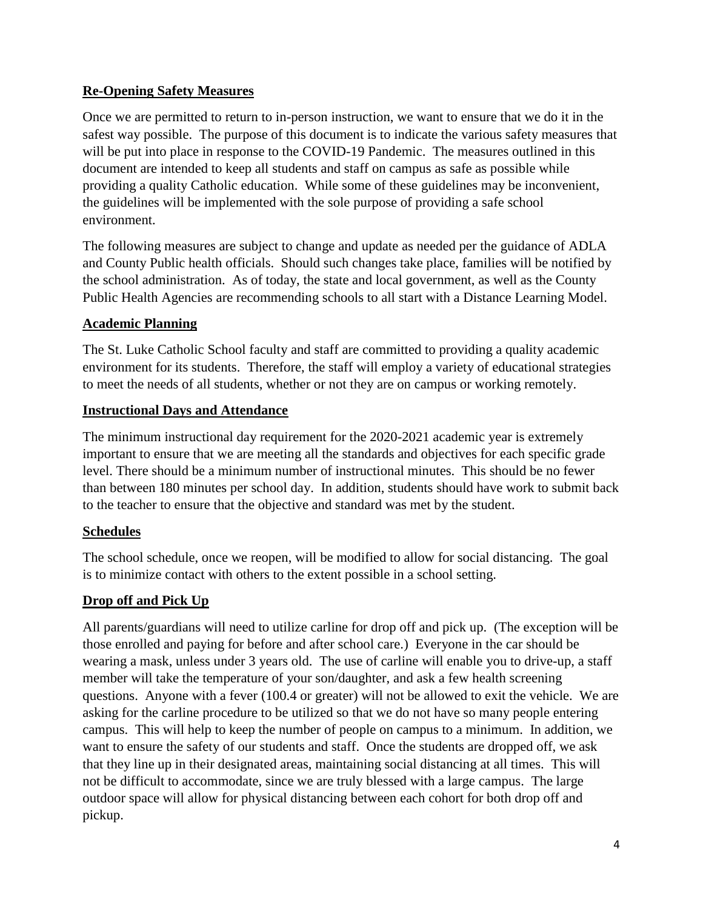## Re-Opening Safety Measures

Once we are permitted to return to in-person instruction, we want to ensure that we do it in the safest way possible. The purpose of this document is to indicate the various safety measures that will be put into place in response to the COVID-19 Pandemic. The measures outlined in this document are intended to keep all students and staff on campus as safe as possible while providing a quality Catholic education. While some of these guidelines may be inconvenient, the guidelines will be implemented with the sole purpose of providing a safe school environment.

The following measures are subject to change and update as needed per the guidance of ADLA and County Public health officials. Should such changes take place, families will be notified by the school administration. As of today, the state and local government, as well as the County Public Health Agencies are recommending schools to all start with a Distance Learning Model.

## Academic Planning

The St. Luke Catholic School faculty and staff are committed to providing a quality academic environment for its students. Therefore, the staff will employ a variety of educational strategies to meet the needs of all students, whether or not they are on campus or working remotely.

## Instructional Days and Attendance

The minimum instructional day requirement for the 2020-2021 academic year is extremely important to ensure that we are meeting all the standards and objectives for each specific grade level. There should be a minimum number of instructional minutes. This should be no fewer than between 180 minutes per school day. In addition, students should have work to submit back to the teacher to ensure that the objective and standard was met by the student.

## Schedules

The school schedule, once we reopen, will be modified to allow for social distancing. The goal is to minimize contact with others to the extent possible in a school setting.

## Drop off and Pick Up

All parents/guardians will need to utilize carline for drop off and pick up. (The exception will be those enrolled and paying for before and after school care.) Everyone in the car should be wearing a mask, unless under 3 years old. The use of carline will enable you to drive-up, a staff member will take the temperature of your son/daughter, and ask a few health screening questions. Anyone with a fever (100.4 or greater) will not be allowed to exit the vehicle. We are asking for the carline procedure to be utilized so that we do not have so many people entering campus. This will help to keep the number of people on campus to a minimum. In addition, we want to ensure the safety of our students and staff. Once the students are dropped off, we ask that they line up in their designated areas, maintaining social distancing at all times. This will not be difficult to accommodate, since we are truly blessed with a large campus. The large outdoor space will allow for physical distancing between each cohort for both drop off and pickup.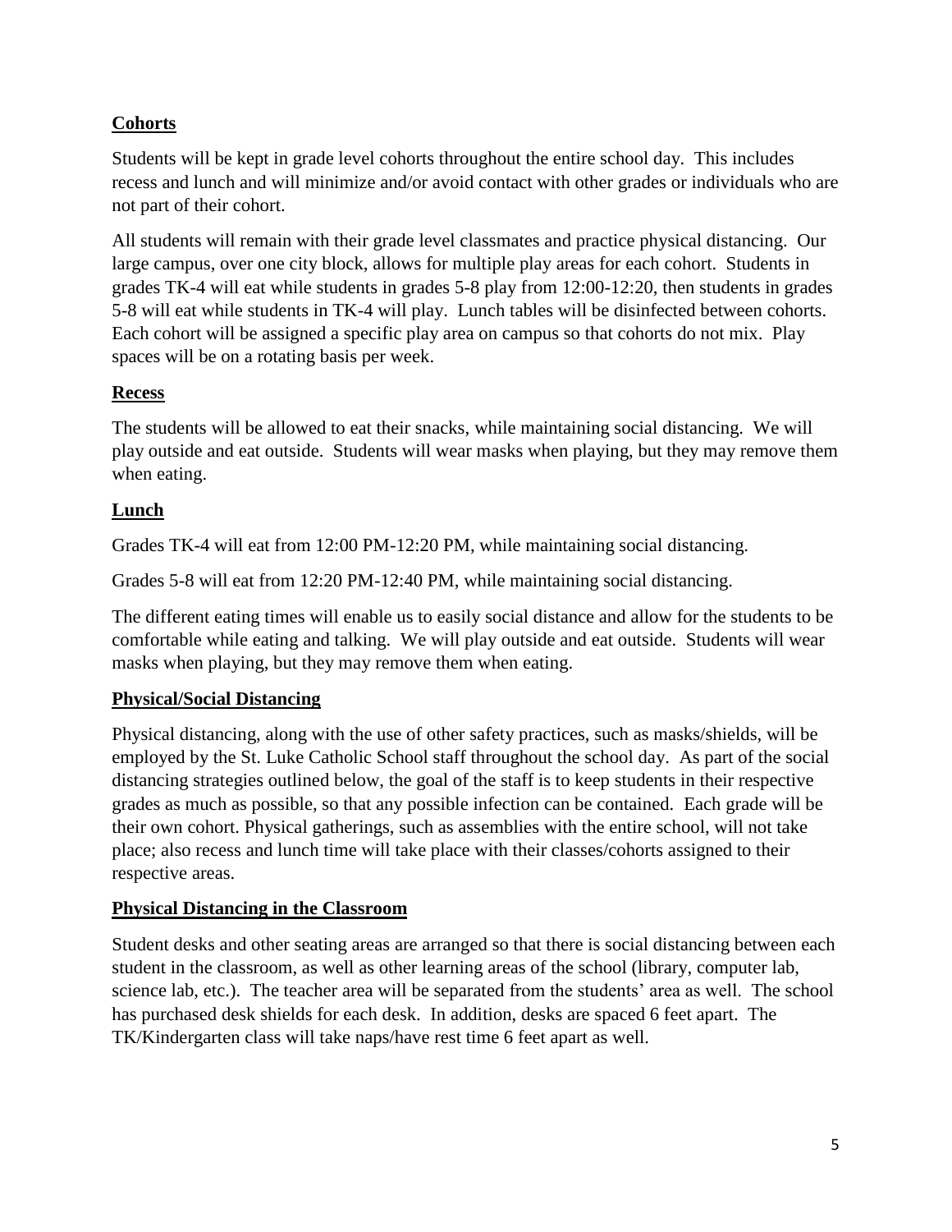## Cohorts

Students will be kept in grade level cohorts throughout the entire school day. This includes recess and lunch and will minimize and/or avoid contact with other grades or individuals who are not part of their cohort.

All students will remain with their grade level classmates and practice physical distancing. Our large campus, over one city block, allows for multiple play areas for each cohort. Students in grades TK-4 will eat while students in grades 5-8 play from 12:00-12:20, then students in grades 5-8 will eat while students in TK-4 will play. Lunch tables will be disinfected between cohorts. Each cohort will be assigned a specific play area on campus so that cohorts do not mix. Play spaces will be on a rotating basis per week.

## Recess

The students will be allowed to eat their snacks, while maintaining social distancing. We will play outside and eat outside. Students will wear masks when playing, but they may remove them when eating.

## Lunch

Grades TK-4 will eat from 12:00 PM-12:20 PM, while maintaining social distancing.

Grades 5-8 will eat from 12:20 PM-12:40 PM, while maintaining social distancing.

The different eating times will enable us to easily social distance and allow for the students to be comfortable while eating and talking. We will play outside and eat outside. Students will wear masks when playing, but they may remove them when eating.

## Physical/Social Distancing

Physical distancing, along with the use of other safety practices, such as masks/shields, will be employed by the St. Luke Catholic School staff throughout the school day. As part of the social distancing strategies outlined below, the goal of the staff is to keep students in their respective grades as much as possible, so that any possible infection can be contained. Each grade will be their own cohort. Physical gatherings, such as assemblies with the entire school, will not take place; also recess and lunch time will take place with their classes/cohorts assigned to their respective areas.

## Physical Distancing in the Classroom

Student desks and other seating areas are arranged so that there is social distancing between each student in the classroom, as well as other learning areas of the school (library, computer lab, science lab, etc.). The teacher area will be separated from the students' area as well. The school has purchased desk shields for each desk. In addition, desks are spaced 6 feet apart. The TK/Kindergarten class will take naps/have rest time 6 feet apart as well.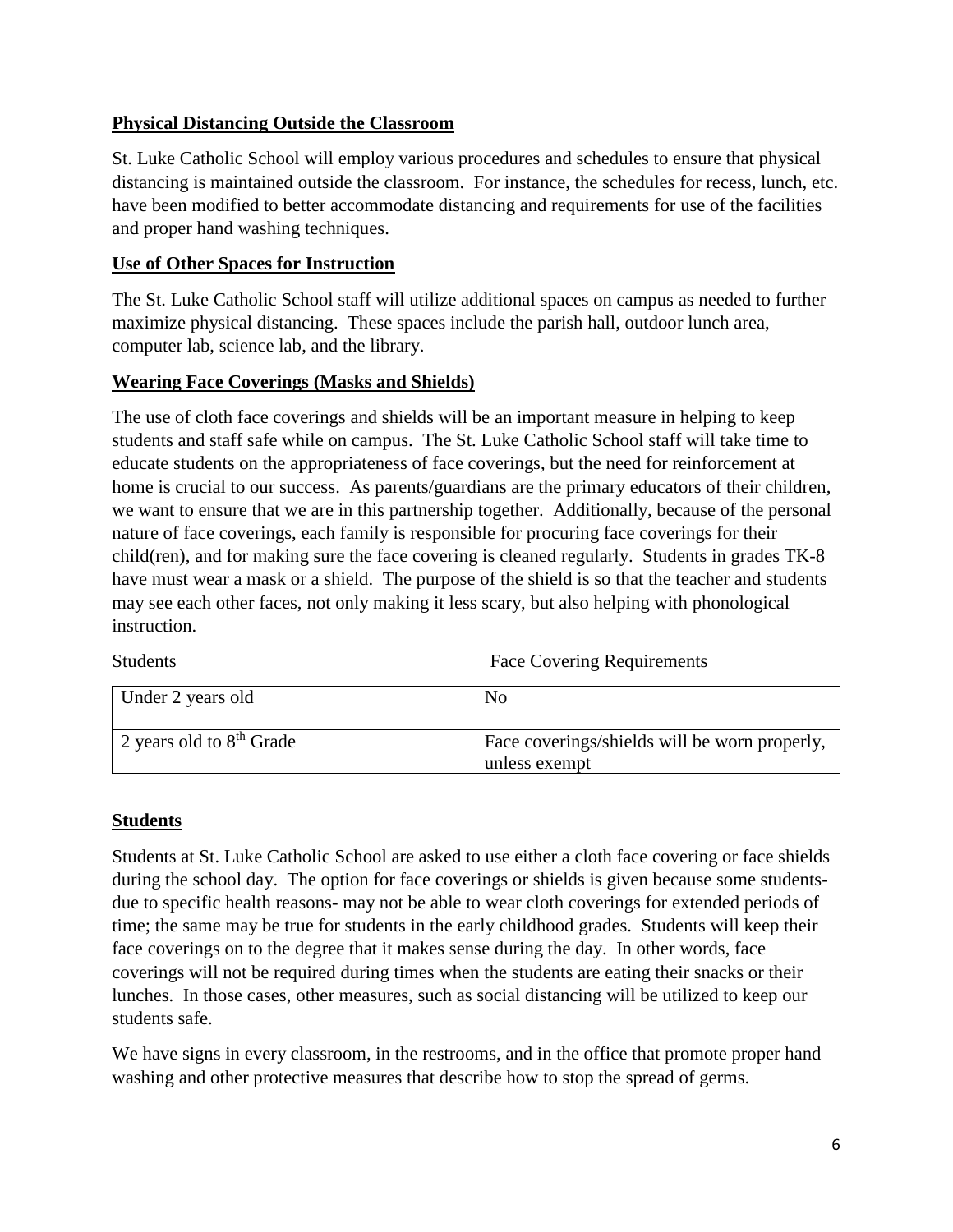## Physical Distancing Outside the Classroom

St. Luke Catholic School will employ various procedures and schedules to ensure that physical distancing is maintained outside the classroom. For instance, the schedules for recess, lunch, etc. have been modified to better accommodate distancing and requirements for use of the facilities and proper hand washing techniques.

## Use of Other Spaces for Instruction

The St. Luke Catholic School staff will utilize additional spaces on campus as needed to further maximize physical distancing. These spaces include the parish hall, outdoor lunch area, computer lab, science lab, and the library.

## Wearing Face Coverings (Masks and Shields)

The use of cloth face coverings and shields will be an important measure in helping to keep students and staff safe while on campus. The St. Luke Catholic School staff will take time to educate students on the appropriateness of face coverings, but the need for reinforcement at home is crucial to our success. As parents/guardians are the primary educators of their children, we want to ensure that we are in this partnership together. Additionally, because of the personal nature of face coverings, each family is responsible for procuring face coverings for their child(ren), and for making sure the face covering is cleaned regularly. Students in grades TK-8 have must wear a mask or a shield. The purpose of the shield is so that the teacher and students may see each other faces, not only making it less scary, but also helping with phonological instruction.

| Students | Face Covering Requirements |
| --- | --- |
| Under 2 years old | No |
| 2 years old to 8th Grade | Face coverings/shields will be worn properly, unless exempt |

## Students

Students at St. Luke Catholic School are asked to use either a cloth face covering or face shields during the school day. The option for face coverings or shields is given because some students- due to specific health reasons- may not be able to wear cloth coverings for extended periods of time; the same may be true for students in the early childhood grades. Students will keep their face coverings on to the degree that it makes sense during the day. In other words, face coverings will not be required during times when the students are eating their snacks or their lunches. In those cases, other measures, such as social distancing will be utilized to keep our students safe.

We have signs in every classroom, in the restrooms, and in the office that promote proper hand washing and other protective measures that describe how to stop the spread of germs.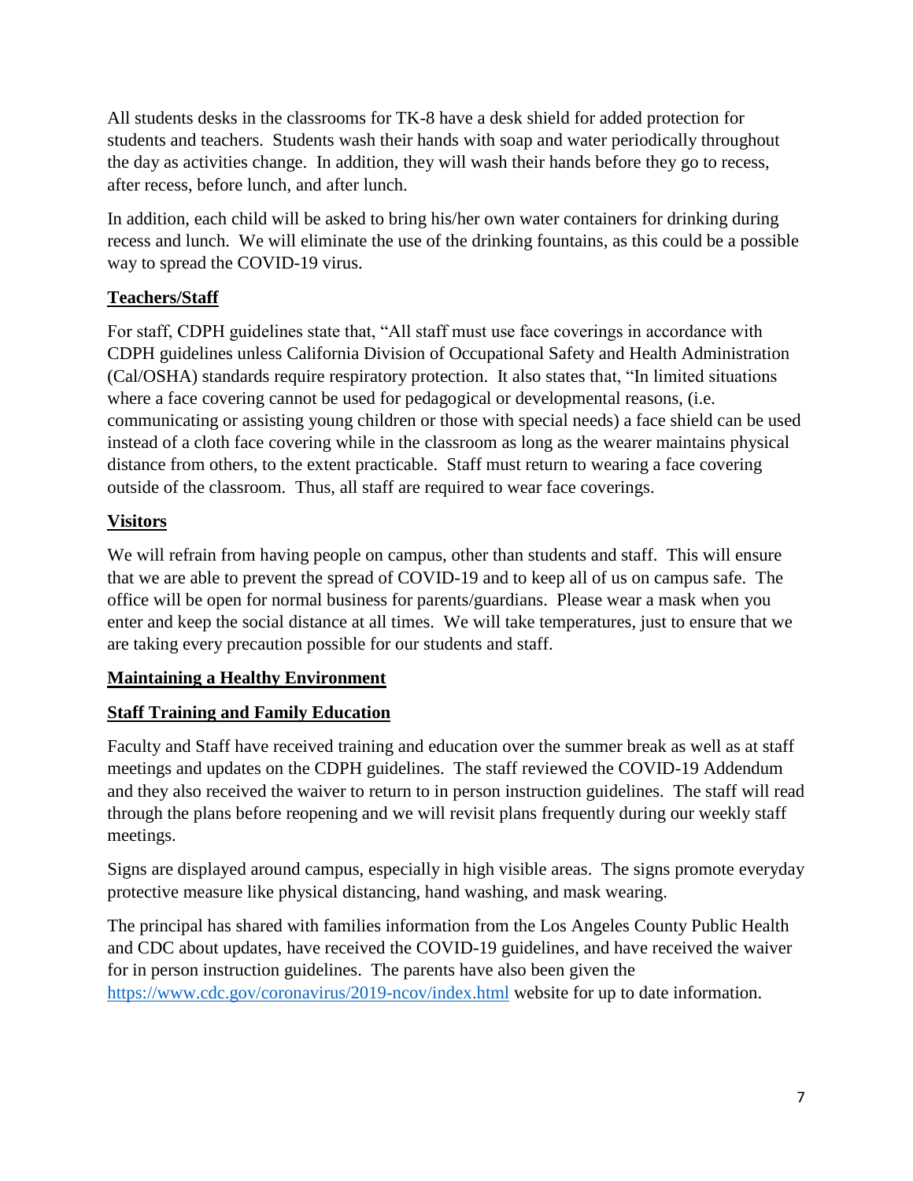All students desks in the classrooms for TK-8 have a desk shield for added protection for students and teachers. Students wash their hands with soap and water periodically throughout the day as activities change. In addition, they will wash their hands before they go to recess, after recess, before lunch, and after lunch.

In addition, each child will be asked to bring his/her own water containers for drinking during recess and lunch. We will eliminate the use of the drinking fountains, as this could be a possible way to spread the COVID-19 virus.

**<u>Teachers/Staff</u>**

For staff, CDPH guidelines state that, "All staff must use face coverings in accordance with CDPH guidelines unless California Division of Occupational Safety and Health Administration (Cal/OSHA) standards require respiratory protection. It also states that, "In limited situations where a face covering cannot be used for pedagogical or developmental reasons, (i.e. communicating or assisting young children or those with special needs) a face shield can be used instead of a cloth face covering while in the classroom as long as the wearer maintains physical distance from others, to the extent practicable. Staff must return to wearing a face covering outside of the classroom. Thus, all staff are required to wear face coverings.

**<u>Visitors</u>**

We will refrain from having people on campus, other than students and staff. This will ensure that we are able to prevent the spread of COVID-19 and to keep all of us on campus safe. The office will be open for normal business for parents/guardians. Please wear a mask when you enter and keep the social distance at all times. We will take temperatures, just to ensure that we are taking every precaution possible for our students and staff.

**<u>Maintaining a Healthy Environment</u>**

**<u>Staff Training and Family Education</u>**

Faculty and Staff have received training and education over the summer break as well as at staff meetings and updates on the CDPH guidelines. The staff reviewed the COVID-19 Addendum and they also received the waiver to return to in person instruction guidelines. The staff will read through the plans before reopening and we will revisit plans frequently during our weekly staff meetings.

Signs are displayed around campus, especially in high visible areas. The signs promote everyday protective measure like physical distancing, hand washing, and mask wearing.

The principal has shared with families information from the Los Angeles County Public Health and CDC about updates, have received the COVID-19 guidelines, and have received the waiver for in person instruction guidelines. The parents have also been given the https://www.cdc.gov/coronavirus/2019-ncov/index.html website for up to date information.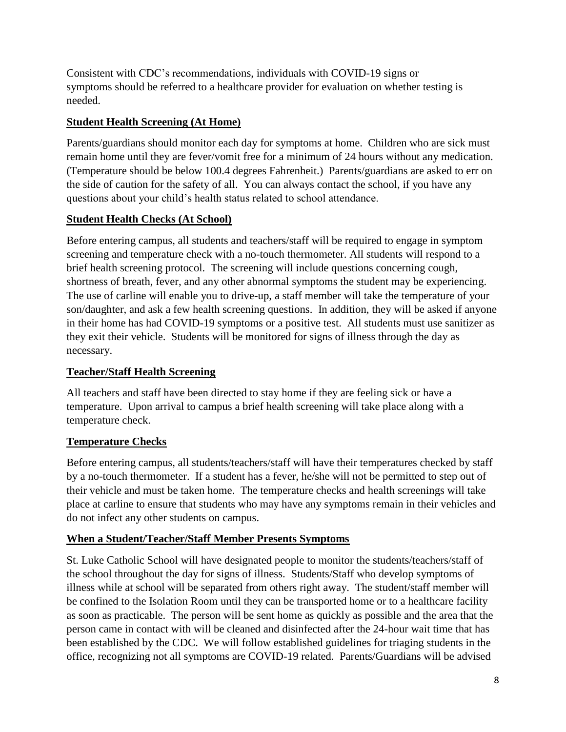Consistent with CDC's recommendations, individuals with COVID-19 signs or symptoms should be referred to a healthcare provider for evaluation on whether testing is needed.

## Student Health Screening (At Home)

Parents/guardians should monitor each day for symptoms at home. Children who are sick must remain home until they are fever/vomit free for a minimum of 24 hours without any medication. (Temperature should be below 100.4 degrees Fahrenheit.) Parents/guardians are asked to err on the side of caution for the safety of all. You can always contact the school, if you have any questions about your child's health status related to school attendance.

## Student Health Checks (At School)

Before entering campus, all students and teachers/staff will be required to engage in symptom screening and temperature check with a no-touch thermometer. All students will respond to a brief health screening protocol. The screening will include questions concerning cough, shortness of breath, fever, and any other abnormal symptoms the student may be experiencing. The use of carline will enable you to drive-up, a staff member will take the temperature of your son/daughter, and ask a few health screening questions. In addition, they will be asked if anyone in their home has had COVID-19 symptoms or a positive test. All students must use sanitizer as they exit their vehicle. Students will be monitored for signs of illness through the day as necessary.

## Teacher/Staff Health Screening

All teachers and staff have been directed to stay home if they are feeling sick or have a temperature. Upon arrival to campus a brief health screening will take place along with a temperature check.

## Temperature Checks

Before entering campus, all students/teachers/staff will have their temperatures checked by staff by a no-touch thermometer. If a student has a fever, he/she will not be permitted to step out of their vehicle and must be taken home. The temperature checks and health screenings will take place at carline to ensure that students who may have any symptoms remain in their vehicles and do not infect any other students on campus.

## When a Student/Teacher/Staff Member Presents Symptoms

St. Luke Catholic School will have designated people to monitor the students/teachers/staff of the school throughout the day for signs of illness. Students/Staff who develop symptoms of illness while at school will be separated from others right away. The student/staff member will be confined to the Isolation Room until they can be transported home or to a healthcare facility as soon as practicable. The person will be sent home as quickly as possible and the area that the person came in contact with will be cleaned and disinfected after the 24-hour wait time that has been established by the CDC. We will follow established guidelines for triaging students in the office, recognizing not all symptoms are COVID-19 related. Parents/Guardians will be advised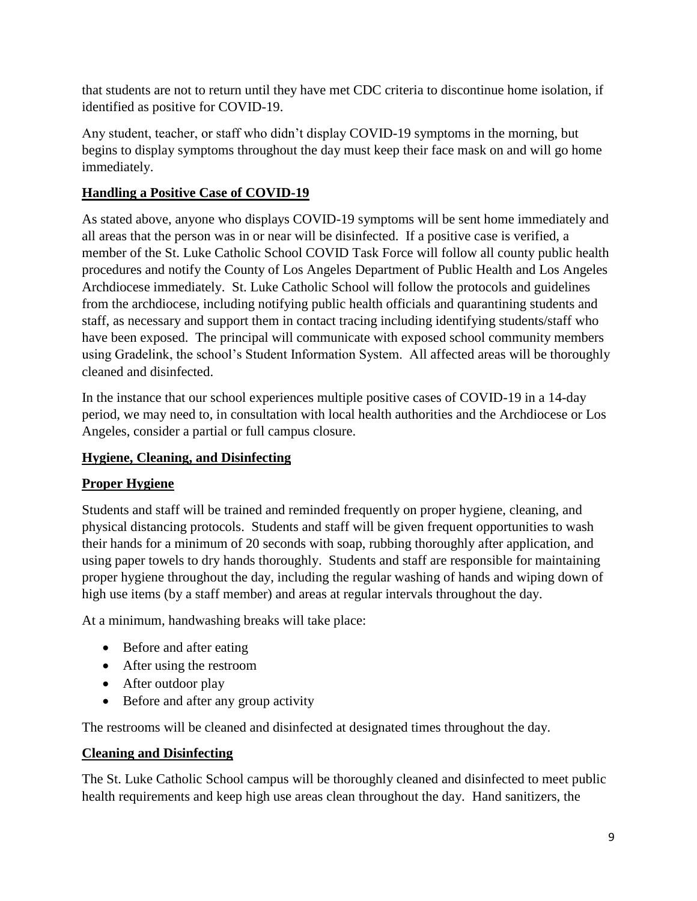that students are not to return until they have met CDC criteria to discontinue home isolation, if identified as positive for COVID-19.

Any student, teacher, or staff who didn't display COVID-19 symptoms in the morning, but begins to display symptoms throughout the day must keep their face mask on and will go home immediately.

## Handling a Positive Case of COVID-19

As stated above, anyone who displays COVID-19 symptoms will be sent home immediately and all areas that the person was in or near will be disinfected. If a positive case is verified, a member of the St. Luke Catholic School COVID Task Force will follow all county public health procedures and notify the County of Los Angeles Department of Public Health and Los Angeles Archdiocese immediately. St. Luke Catholic School will follow the protocols and guidelines from the archdiocese, including notifying public health officials and quarantining students and staff, as necessary and support them in contact tracing including identifying students/staff who have been exposed. The principal will communicate with exposed school community members using Gradelink, the school's Student Information System. All affected areas will be thoroughly cleaned and disinfected.

In the instance that our school experiences multiple positive cases of COVID-19 in a 14-day period, we may need to, in consultation with local health authorities and the Archdiocese or Los Angeles, consider a partial or full campus closure.

## Hygiene, Cleaning, and Disinfecting

### Proper Hygiene

Students and staff will be trained and reminded frequently on proper hygiene, cleaning, and physical distancing protocols. Students and staff will be given frequent opportunities to wash their hands for a minimum of 20 seconds with soap, rubbing thoroughly after application, and using paper towels to dry hands thoroughly. Students and staff are responsible for maintaining proper hygiene throughout the day, including the regular washing of hands and wiping down of high use items (by a staff member) and areas at regular intervals throughout the day.

At a minimum, handwashing breaks will take place:

- Before and after eating
- After using the restroom
- After outdoor play
- Before and after any group activity

The restrooms will be cleaned and disinfected at designated times throughout the day.

### Cleaning and Disinfecting

The St. Luke Catholic School campus will be thoroughly cleaned and disinfected to meet public health requirements and keep high use areas clean throughout the day. Hand sanitizers, the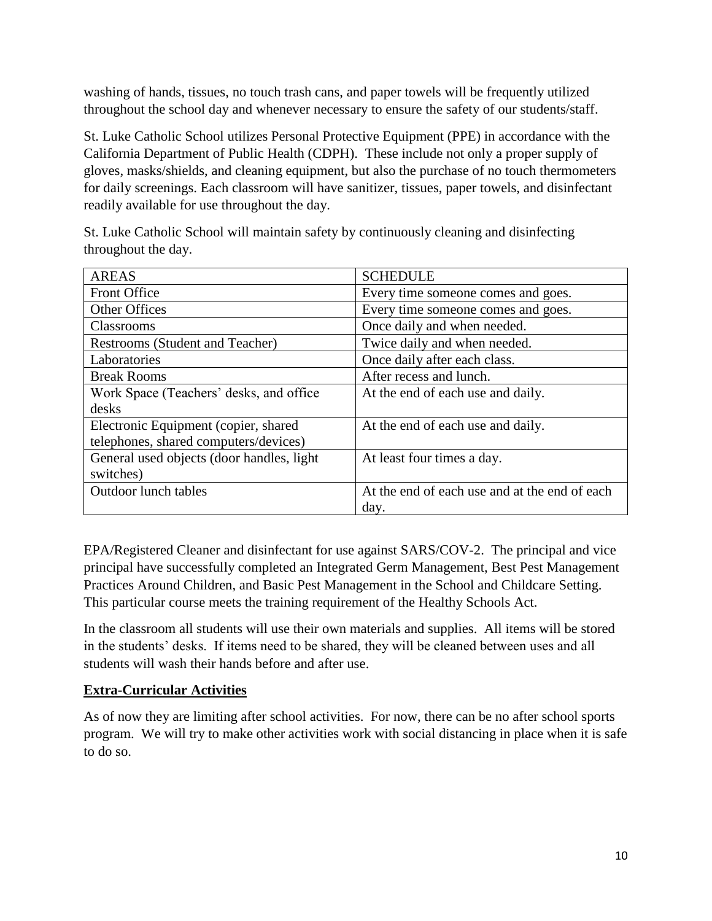washing of hands, tissues, no touch trash cans, and paper towels will be frequently utilized throughout the school day and whenever necessary to ensure the safety of our students/staff.

St. Luke Catholic School utilizes Personal Protective Equipment (PPE) in accordance with the California Department of Public Health (CDPH). These include not only a proper supply of gloves, masks/shields, and cleaning equipment, but also the purchase of no touch thermometers for daily screenings. Each classroom will have sanitizer, tissues, paper towels, and disinfectant readily available for use throughout the day.

St. Luke Catholic School will maintain safety by continuously cleaning and disinfecting throughout the day.

| AREAS | SCHEDULE |
|---|---|
| Front Office | Every time someone comes and goes. |
| Other Offices | Every time someone comes and goes. |
| Classrooms | Once daily and when needed. |
| Restrooms (Student and Teacher) | Twice daily and when needed. |
| Laboratories | Once daily after each class. |
| Break Rooms | After recess and lunch. |
| Work Space (Teachers' desks, and office desks | At the end of each use and daily. |
| Electronic Equipment (copier, shared telephones, shared computers/devices) | At the end of each use and daily. |
| General used objects (door handles, light switches) | At least four times a day. |
| Outdoor lunch tables | At the end of each use and at the end of each day. |

EPA/Registered Cleaner and disinfectant for use against SARS/COV-2. The principal and vice principal have successfully completed an Integrated Germ Management, Best Pest Management Practices Around Children, and Basic Pest Management in the School and Childcare Setting. This particular course meets the training requirement of the Healthy Schools Act.

In the classroom all students will use their own materials and supplies. All items will be stored in the students' desks. If items need to be shared, they will be cleaned between uses and all students will wash their hands before and after use.

## Extra-Curricular Activities

As of now they are limiting after school activities. For now, there can be no after school sports program. We will try to make other activities work with social distancing in place when it is safe to do so.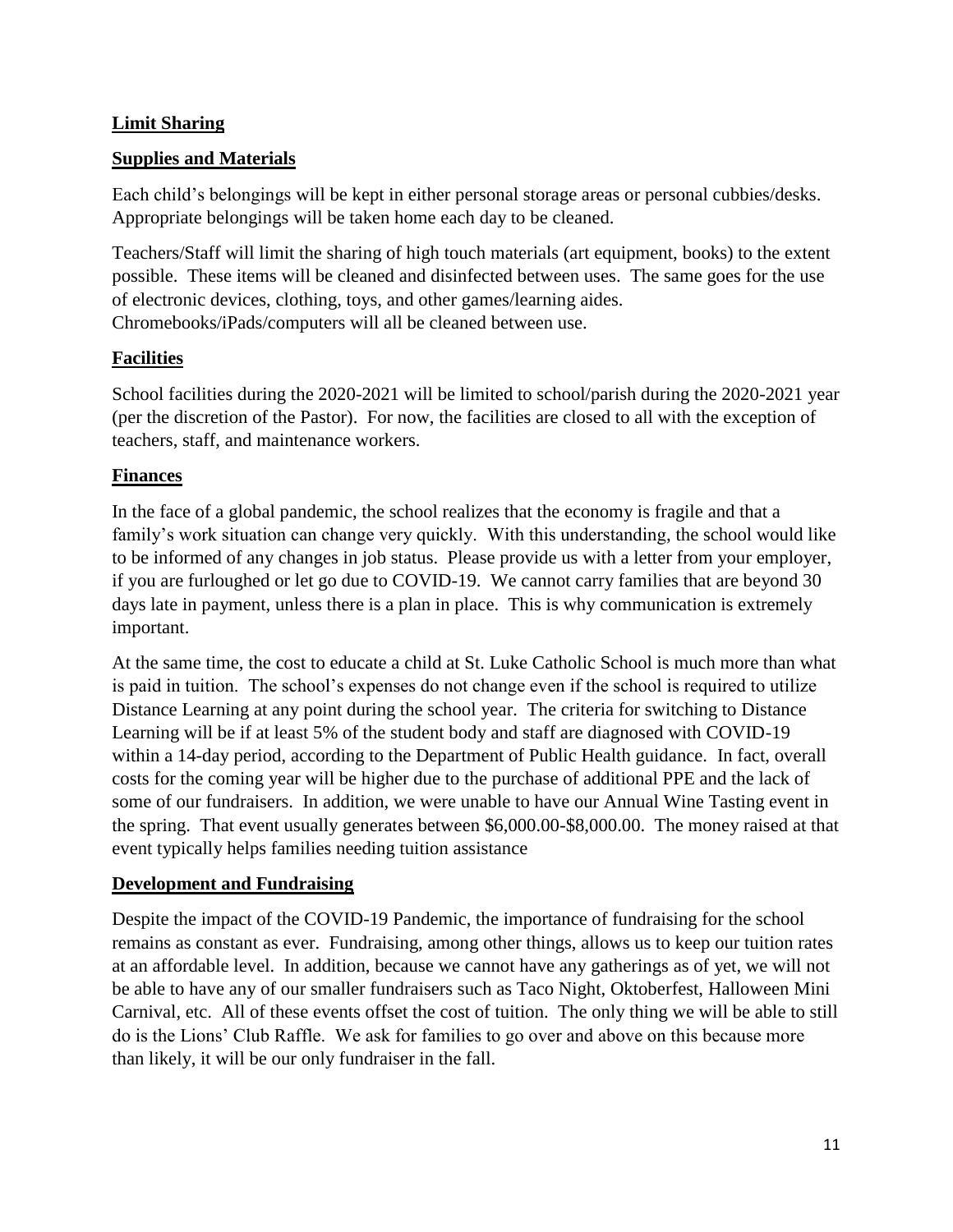**Limit Sharing**

**Supplies and Materials**

Each child's belongings will be kept in either personal storage areas or personal cubbies/desks. Appropriate belongings will be taken home each day to be cleaned.

Teachers/Staff will limit the sharing of high touch materials (art equipment, books) to the extent possible. These items will be cleaned and disinfected between uses. The same goes for the use of electronic devices, clothing, toys, and other games/learning aides. Chromebooks/iPads/computers will all be cleaned between use.

**Facilities**

School facilities during the 2020-2021 will be limited to school/parish during the 2020-2021 year (per the discretion of the Pastor). For now, the facilities are closed to all with the exception of teachers, staff, and maintenance workers.

**Finances**

In the face of a global pandemic, the school realizes that the economy is fragile and that a family's work situation can change very quickly. With this understanding, the school would like to be informed of any changes in job status. Please provide us with a letter from your employer, if you are furloughed or let go due to COVID-19. We cannot carry families that are beyond 30 days late in payment, unless there is a plan in place. This is why communication is extremely important.

At the same time, the cost to educate a child at St. Luke Catholic School is much more than what is paid in tuition. The school's expenses do not change even if the school is required to utilize Distance Learning at any point during the school year. The criteria for switching to Distance Learning will be if at least 5% of the student body and staff are diagnosed with COVID-19 within a 14-day period, according to the Department of Public Health guidance. In fact, overall costs for the coming year will be higher due to the purchase of additional PPE and the lack of some of our fundraisers. In addition, we were unable to have our Annual Wine Tasting event in the spring. That event usually generates between $6,000.00-$8,000.00. The money raised at that event typically helps families needing tuition assistance

**Development and Fundraising**

Despite the impact of the COVID-19 Pandemic, the importance of fundraising for the school remains as constant as ever. Fundraising, among other things, allows us to keep our tuition rates at an affordable level. In addition, because we cannot have any gatherings as of yet, we will not be able to have any of our smaller fundraisers such as Taco Night, Oktoberfest, Halloween Mini Carnival, etc. All of these events offset the cost of tuition. The only thing we will be able to still do is the Lions' Club Raffle. We ask for families to go over and above on this because more than likely, it will be our only fundraiser in the fall.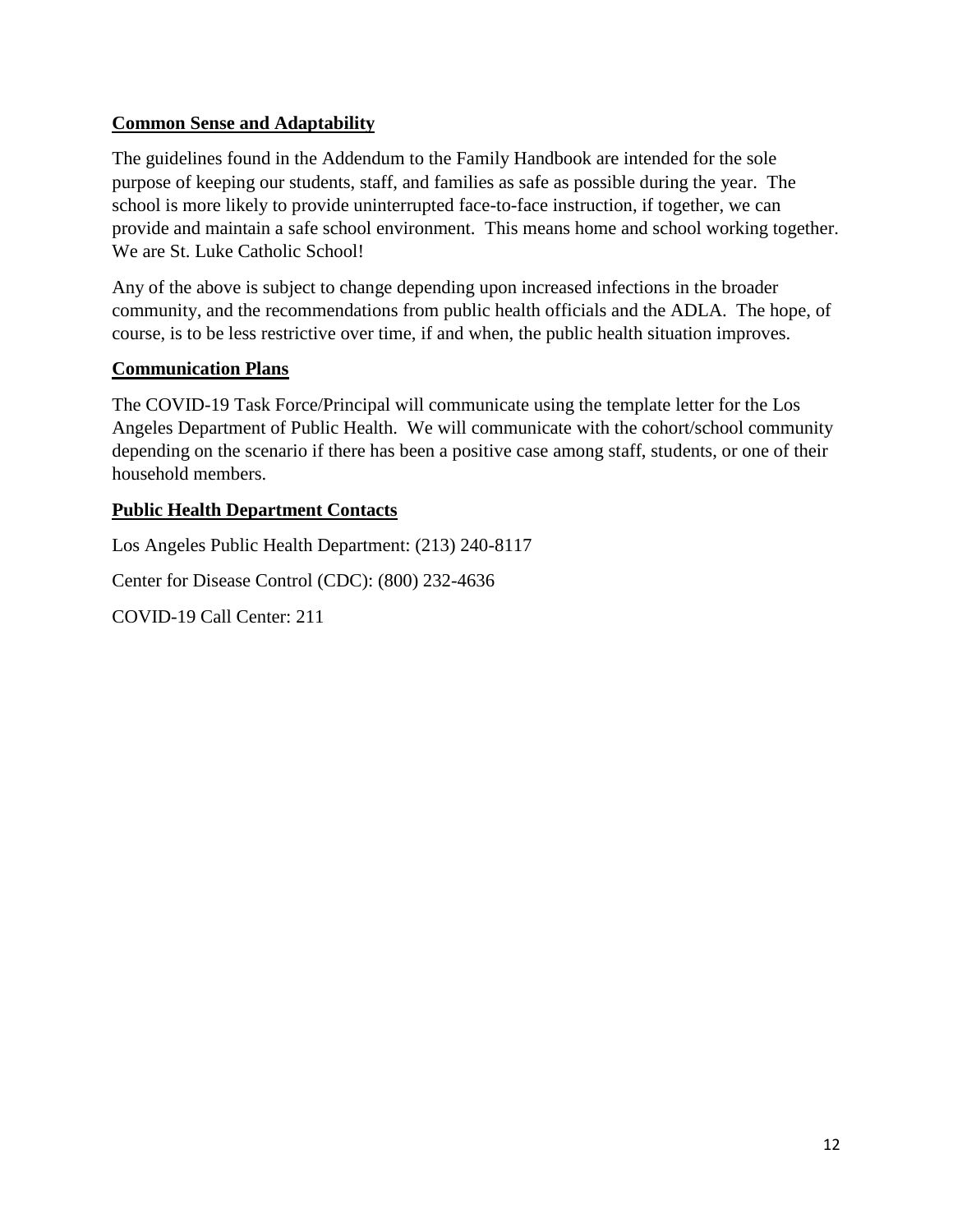**Common Sense and Adaptability**

The guidelines found in the Addendum to the Family Handbook are intended for the sole purpose of keeping our students, staff, and families as safe as possible during the year. The school is more likely to provide uninterrupted face-to-face instruction, if together, we can provide and maintain a safe school environment. This means home and school working together. We are St. Luke Catholic School!

Any of the above is subject to change depending upon increased infections in the broader community, and the recommendations from public health officials and the ADLA. The hope, of course, is to be less restrictive over time, if and when, the public health situation improves.

**Communication Plans**

The COVID-19 Task Force/Principal will communicate using the template letter for the Los Angeles Department of Public Health. We will communicate with the cohort/school community depending on the scenario if there has been a positive case among staff, students, or one of their household members.

**Public Health Department Contacts**

Los Angeles Public Health Department: (213) 240-8117

Center for Disease Control (CDC): (800) 232-4636

COVID-19 Call Center: 211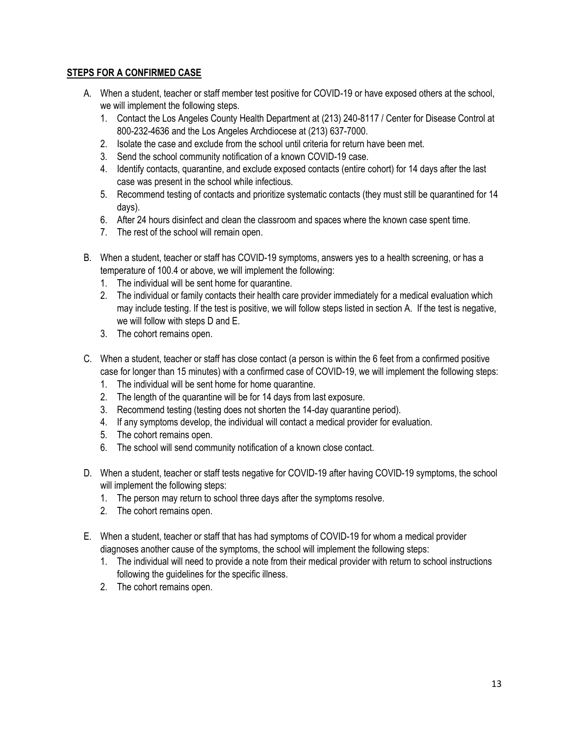## STEPS FOR A CONFIRMED CASE

A. When a student, teacher or staff member test positive for COVID-19 or have exposed others at the school, we will implement the following steps.
   1. Contact the Los Angeles County Health Department at (213) 240-8117 / Center for Disease Control at 800-232-4636 and the Los Angeles Archdiocese at (213) 637-7000.
   2. Isolate the case and exclude from the school until criteria for return have been met.
   3. Send the school community notification of a known COVID-19 case.
   4. Identify contacts, quarantine, and exclude exposed contacts (entire cohort) for 14 days after the last case was present in the school while infectious.
   5. Recommend testing of contacts and prioritize systematic contacts (they must still be quarantined for 14 days).
   6. After 24 hours disinfect and clean the classroom and spaces where the known case spent time.
   7. The rest of the school will remain open.

B. When a student, teacher or staff has COVID-19 symptoms, answers yes to a health screening, or has a temperature of 100.4 or above, we will implement the following:
   1. The individual will be sent home for quarantine.
   2. The individual or family contacts their health care provider immediately for a medical evaluation which may include testing. If the test is positive, we will follow steps listed in section A. If the test is negative, we will follow with steps D and E.
   3. The cohort remains open.

C. When a student, teacher or staff has close contact (a person is within the 6 feet from a confirmed positive case for longer than 15 minutes) with a confirmed case of COVID-19, we will implement the following steps:
   1. The individual will be sent home for home quarantine.
   2. The length of the quarantine will be for 14 days from last exposure.
   3. Recommend testing (testing does not shorten the 14-day quarantine period).
   4. If any symptoms develop, the individual will contact a medical provider for evaluation.
   5. The cohort remains open.
   6. The school will send community notification of a known close contact.

D. When a student, teacher or staff tests negative for COVID-19 after having COVID-19 symptoms, the school will implement the following steps:
   1. The person may return to school three days after the symptoms resolve.
   2. The cohort remains open.

E. When a student, teacher or staff that has had symptoms of COVID-19 for whom a medical provider diagnoses another cause of the symptoms, the school will implement the following steps:
   1. The individual will need to provide a note from their medical provider with return to school instructions following the guidelines for the specific illness.
   2. The cohort remains open.